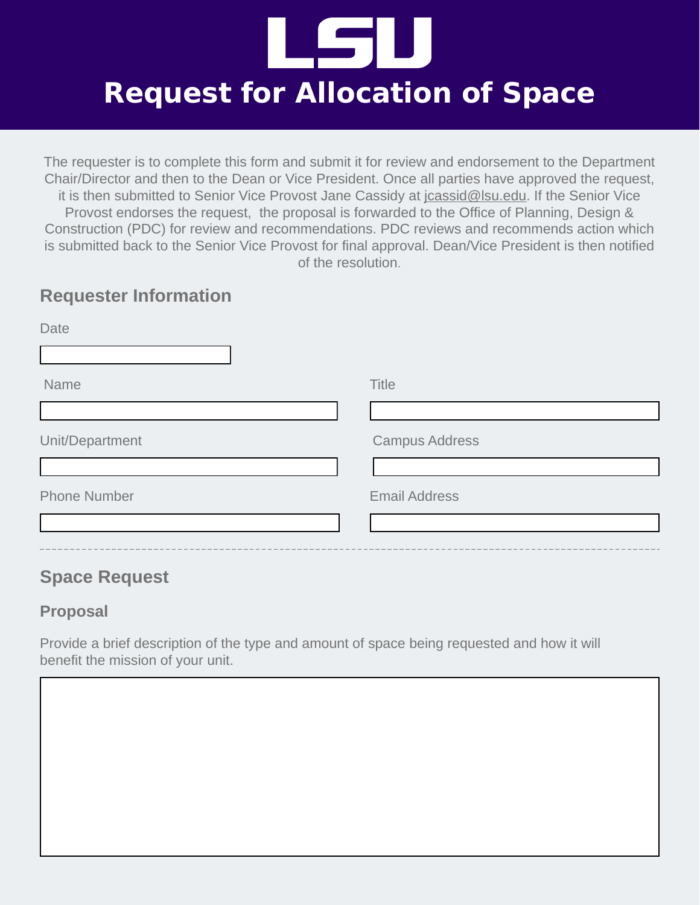# LSU

# Request for Allocation of Space

The requester is to complete this form and submit it for review and endorsement to the Department Chair/Director and then to the Dean or Vice President. Once all parties have approved the request, it is then submitted to Senior Vice Provost Jane Cassidy at jcassid@lsu.edu. If the Senior Vice Provost endorses the request, the proposal is forwarded to the Office of Planning, Design & Construction (PDC) for review and recommendations. PDC reviews and recommends action which is submitted back to the Senior Vice Provost for final approval. Dean/Vice President is then notified of the resolution.

## Requester Information

Date

Name

Title

Unit/Department

Campus Address

Phone Number

Email Address

---

## Space Request

### Proposal

Provide a brief description of the type and amount of space being requested and how it will benefit the mission of your unit.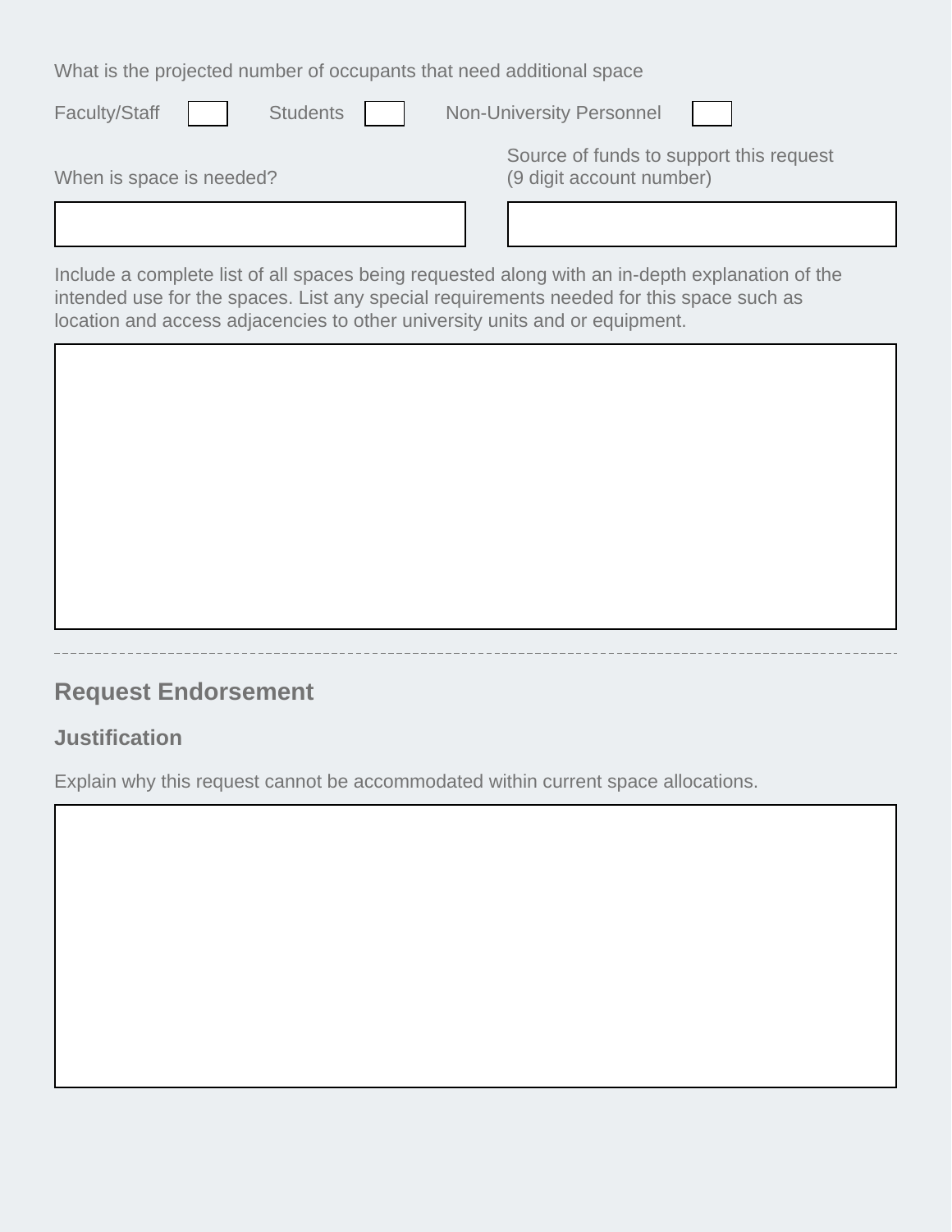What is the projected number of occupants that need additional space

Faculty/Staff ____ Students ____ Non-University Personnel ____

When is space is needed?

Source of funds to support this request (9 digit account number)

Include a complete list of all spaces being requested along with an in-depth explanation of the intended use for the spaces. List any special requirements needed for this space such as location and access adjacencies to other university units and or equipment.

---

## Request Endorsement

### Justification

Explain why this request cannot be accommodated within current space allocations.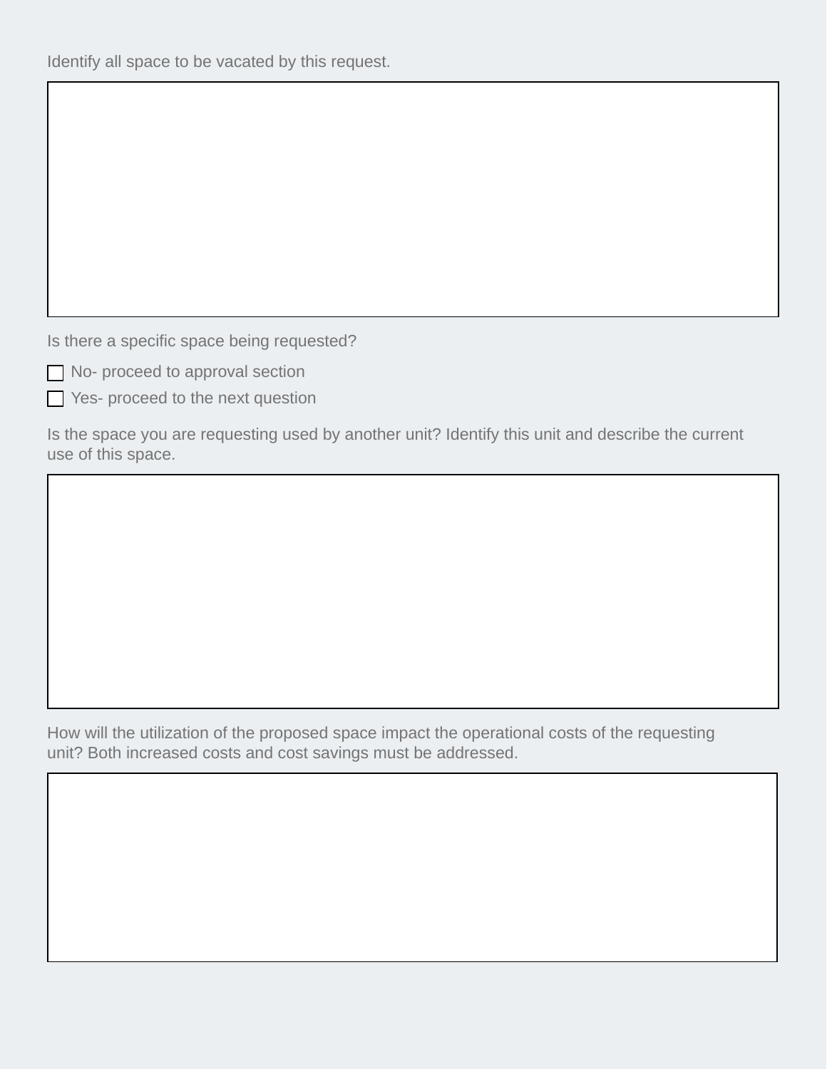Identify all space to be vacated by this request.

Is there a specific space being requested?

- [ ] No- proceed to approval section
- [ ] Yes- proceed to the next question

Is the space you are requesting used by another unit? Identify this unit and describe the current use of this space.

How will the utilization of the proposed space impact the operational costs of the requesting unit? Both increased costs and cost savings must be addressed.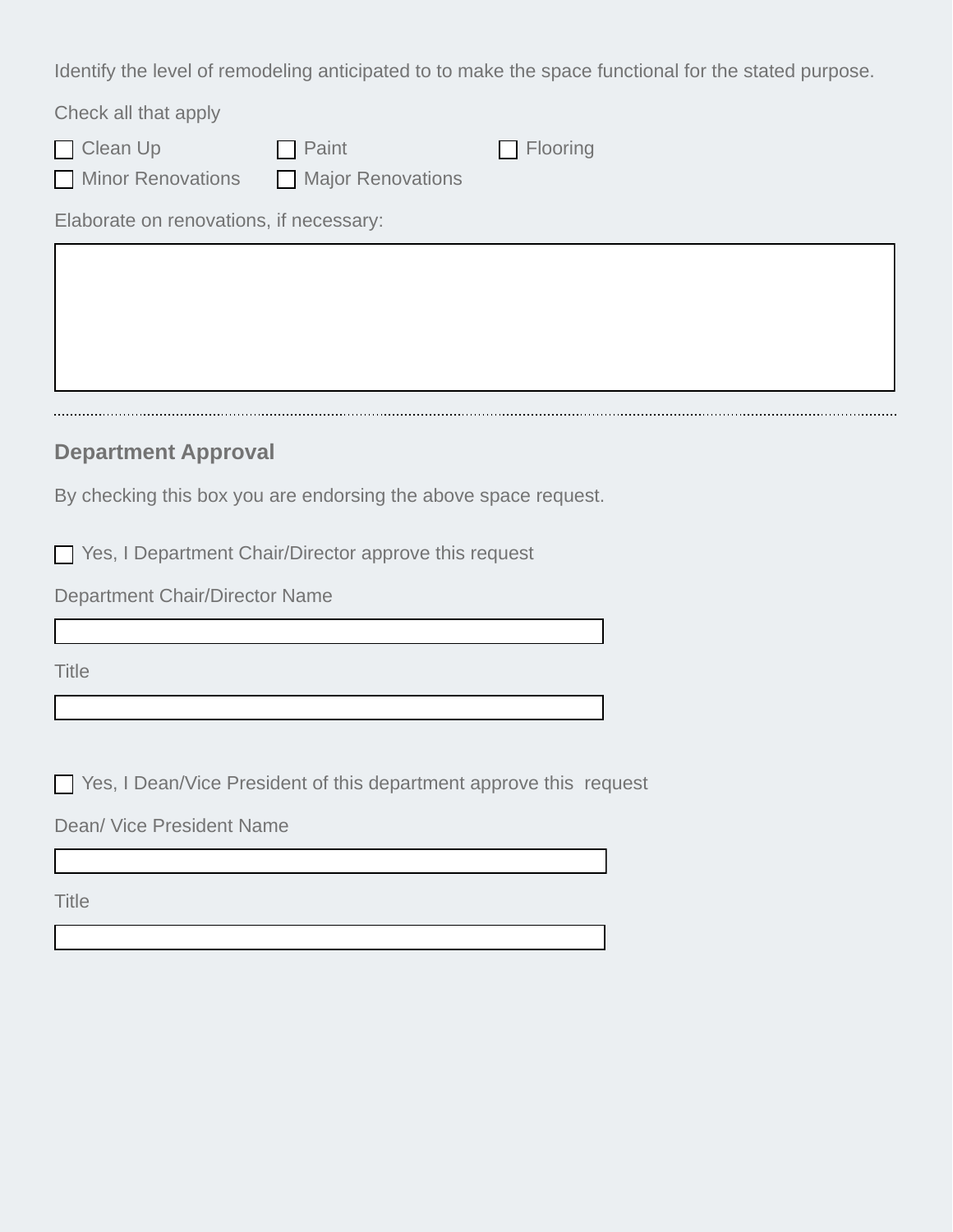Identify the level of remodeling anticipated to to make the space functional for the stated purpose.

Check all that apply

- ☐ Clean Up
- ☐ Paint
- ☐ Flooring
- ☐ Minor Renovations
- ☐ Major Renovations

Elaborate on renovations, if necessary:

| |
|---|
| |

---

## Department Approval

By checking this box you are endorsing the above space request.

☐ Yes, I Department Chair/Director approve this request

Department Chair/Director Name

______________________________

Title

______________________________

☐ Yes, I Dean/Vice President of this department approve this  request

Dean/ Vice President Name

______________________________

Title

______________________________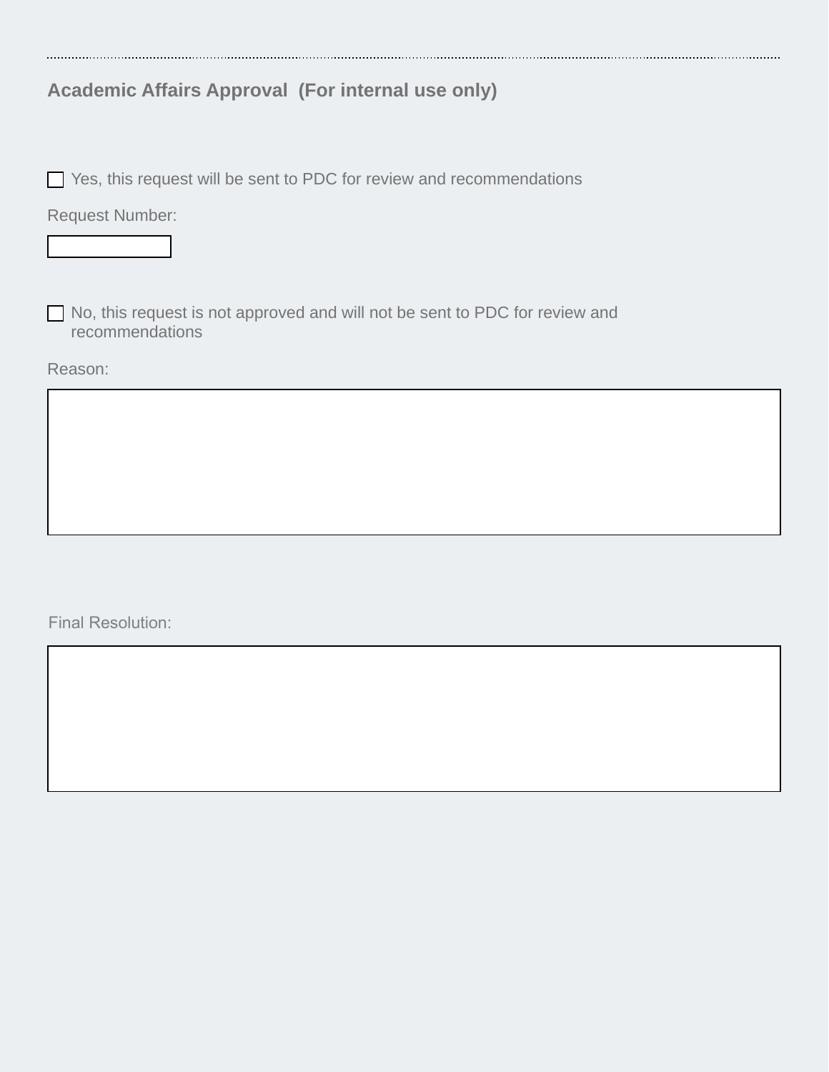---

**Academic Affairs Approval (For internal use only)**

☐ Yes, this request will be sent to PDC for review and recommendations

Request Number:

☐ No, this request is not approved and will not be sent to PDC for review and recommendations

Reason:

Final Resolution: